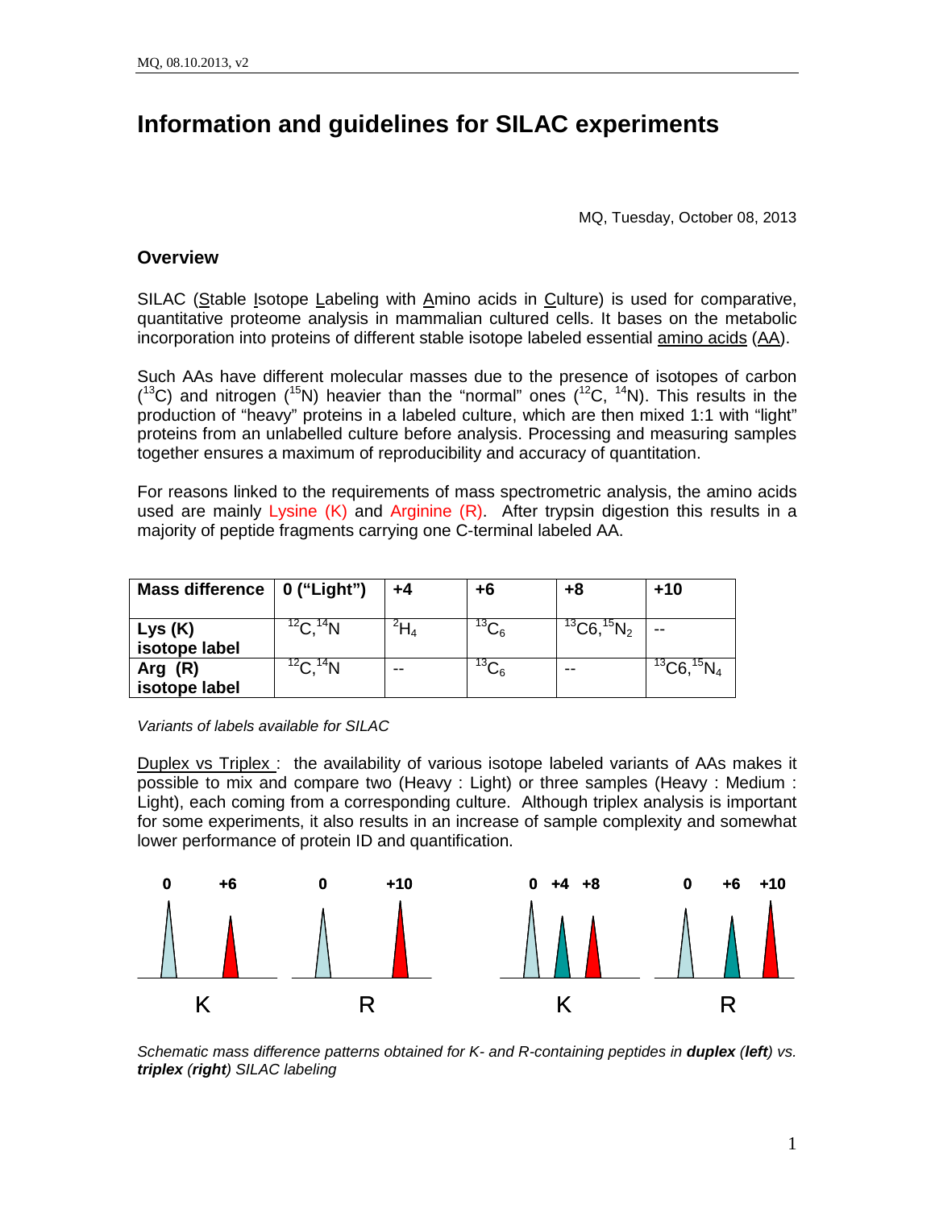# Information and guidelines for SILAC experiments

MQ, Tuesday, October 08, 2013

## Overview

SILAC (Stable Isotope Labeling with Amino acids in Culture) is used for comparative, quantitative proteome analysis in mammalian cultured cells. It bases on the metabolic incorporation into proteins of different stable isotope labeled essential amino acids (AA).

Such AAs have different molecular masses due to the presence of isotopes of carbon ($^{13}C$) and nitrogen ($^{15}N$) heavier than the "normal" ones ($^{12}C$, $^{14}N$). This results in the production of "heavy" proteins in a labeled culture, which are then mixed 1:1 with "light" proteins from an unlabelled culture before analysis. Processing and measuring samples together ensures a maximum of reproducibility and accuracy of quantitation.

For reasons linked to the requirements of mass spectrometric analysis, the amino acids used are mainly Lysine (K) and Arginine (R). After trypsin digestion this results in a majority of peptide fragments carrying one C-terminal labeled AA.

| Mass difference | 0 ("Light") | +4 | +6 | +8 | +10 |
|---|---|---|---|---|---|
| Lys (K) isotope label | $^{12}C$, $^{14}N$ | $^{2}H_4$ | $^{13}C_6$ | $^{13}C6$, $^{15}N_2$ | -- |
| Arg (R) isotope label | $^{12}C$, $^{14}N$ | -- | $^{13}C_6$ | -- | $^{13}C6$, $^{15}N_4$ |

*Variants of labels available for SILAC*

Duplex vs Triplex : the availability of various isotope labeled variants of AAs makes it possible to mix and compare two (Heavy : Light) or three samples (Heavy : Medium : Light), each coming from a corresponding culture. Although triplex analysis is important for some experiments, it also results in an increase of sample complexity and somewhat lower performance of protein ID and quantification.

*Schematic mass difference patterns obtained for K- and R-containing peptides in **duplex** (**left**) vs. **triplex** (**right**) SILAC labeling*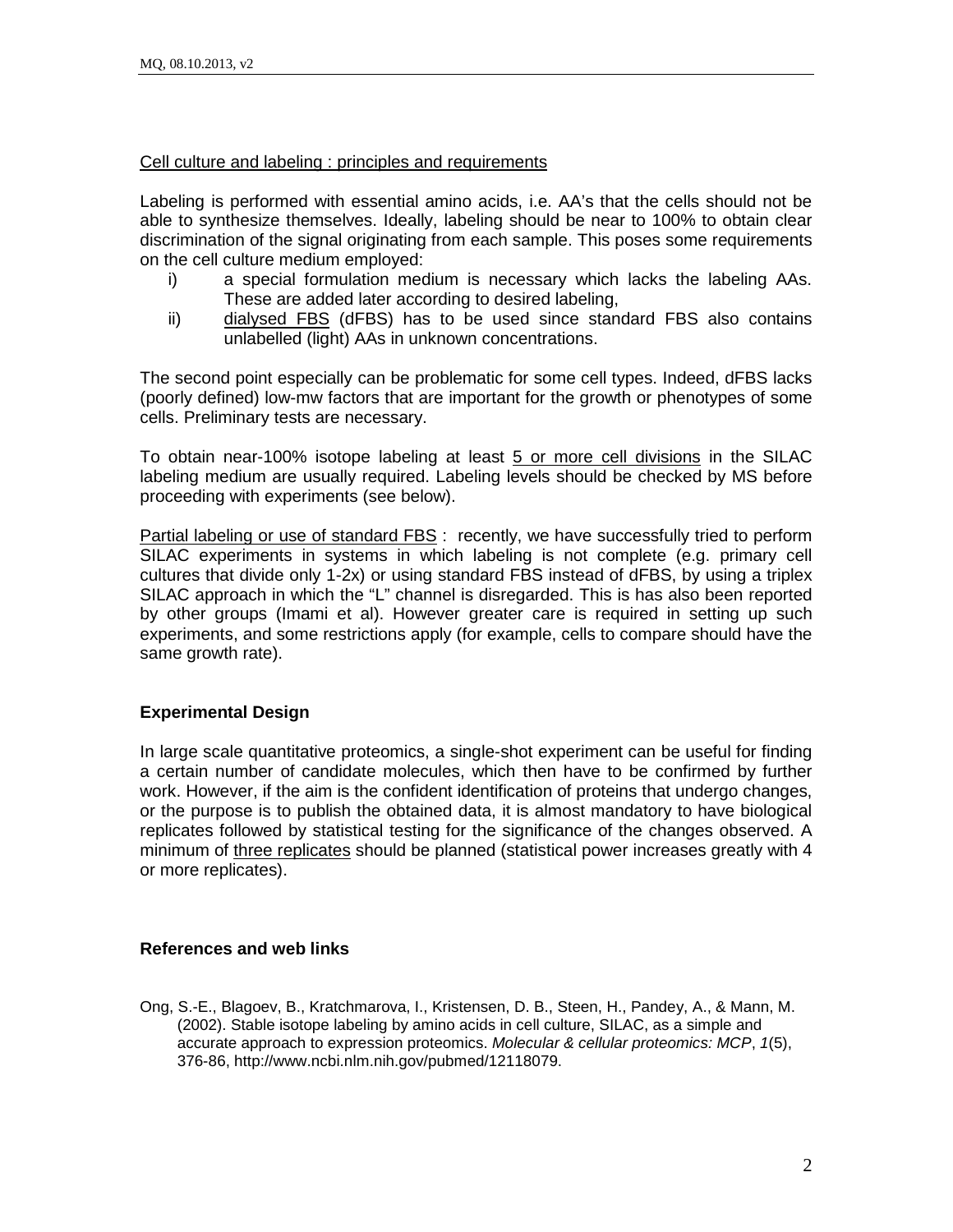Cell culture and labeling : principles and requirements

Labeling is performed with essential amino acids, i.e. AA's that the cells should not be able to synthesize themselves. Ideally, labeling should be near to 100% to obtain clear discrimination of the signal originating from each sample. This poses some requirements on the cell culture medium employed:

i) a special formulation medium is necessary which lacks the labeling AAs. These are added later according to desired labeling,
ii) dialysed FBS (dFBS) has to be used since standard FBS also contains unlabelled (light) AAs in unknown concentrations.

The second point especially can be problematic for some cell types. Indeed, dFBS lacks (poorly defined) low-mw factors that are important for the growth or phenotypes of some cells. Preliminary tests are necessary.

To obtain near-100% isotope labeling at least 5 or more cell divisions in the SILAC labeling medium are usually required. Labeling levels should be checked by MS before proceeding with experiments (see below).

Partial labeling or use of standard FBS : recently, we have successfully tried to perform SILAC experiments in systems in which labeling is not complete (e.g. primary cell cultures that divide only 1-2x) or using standard FBS instead of dFBS, by using a triplex SILAC approach in which the "L" channel is disregarded. This is has also been reported by other groups (Imami et al). However greater care is required in setting up such experiments, and some restrictions apply (for example, cells to compare should have the same growth rate).

**Experimental Design**

In large scale quantitative proteomics, a single-shot experiment can be useful for finding a certain number of candidate molecules, which then have to be confirmed by further work. However, if the aim is the confident identification of proteins that undergo changes, or the purpose is to publish the obtained data, it is almost mandatory to have biological replicates followed by statistical testing for the significance of the changes observed. A minimum of three replicates should be planned (statistical power increases greatly with 4 or more replicates).

**References and web links**

Ong, S.-E., Blagoev, B., Kratchmarova, I., Kristensen, D. B., Steen, H., Pandey, A., & Mann, M. (2002). Stable isotope labeling by amino acids in cell culture, SILAC, as a simple and accurate approach to expression proteomics. *Molecular & cellular proteomics: MCP*, *1*(5), 376-86, http://www.ncbi.nlm.nih.gov/pubmed/12118079.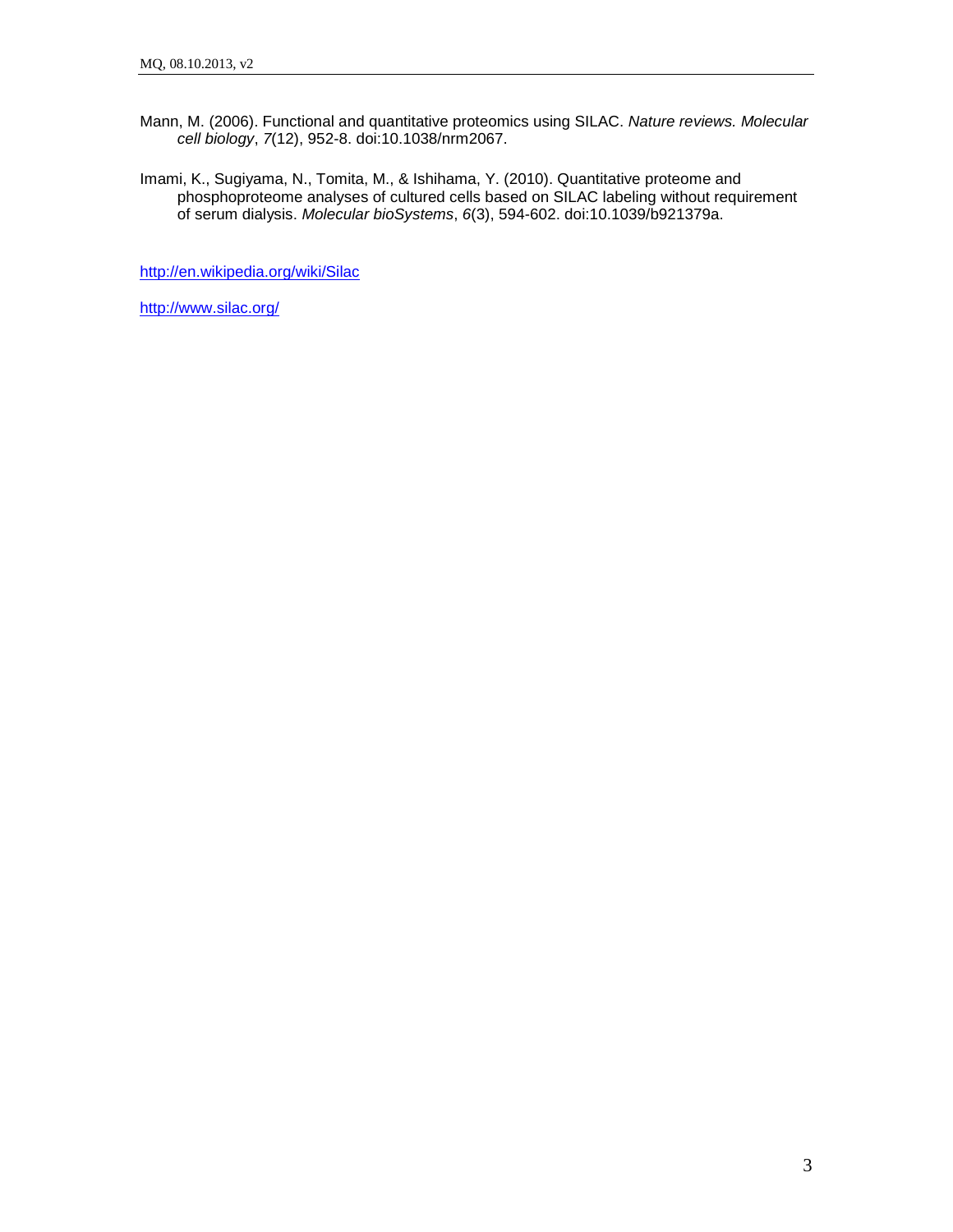Mann, M. (2006). Functional and quantitative proteomics using SILAC. *Nature reviews. Molecular cell biology*, *7*(12), 952-8. doi:10.1038/nrm2067.

Imami, K., Sugiyama, N., Tomita, M., & Ishihama, Y. (2010). Quantitative proteome and phosphoproteome analyses of cultured cells based on SILAC labeling without requirement of serum dialysis. *Molecular bioSystems*, *6*(3), 594-602. doi:10.1039/b921379a.

http://en.wikipedia.org/wiki/Silac

http://www.silac.org/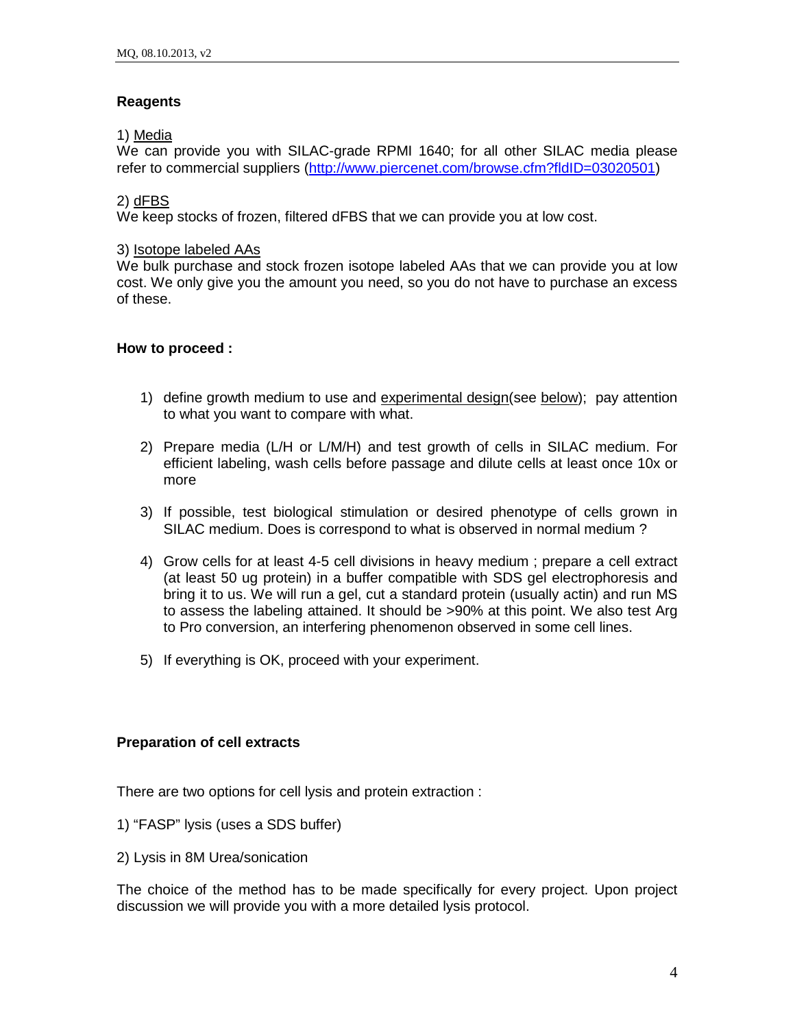## Reagents

1) Media

We can provide you with SILAC-grade RPMI 1640; for all other SILAC media please refer to commercial suppliers (http://www.piercenet.com/browse.cfm?fldID=03020501)

2) dFBS

We keep stocks of frozen, filtered dFBS that we can provide you at low cost.

3) Isotope labeled AAs

We bulk purchase and stock frozen isotope labeled AAs that we can provide you at low cost. We only give you the amount you need, so you do not have to purchase an excess of these.

## How to proceed :

1) define growth medium to use and experimental design(see below); pay attention to what you want to compare with what.
2) Prepare media (L/H or L/M/H) and test growth of cells in SILAC medium. For efficient labeling, wash cells before passage and dilute cells at least once 10x or more
3) If possible, test biological stimulation or desired phenotype of cells grown in SILAC medium. Does is correspond to what is observed in normal medium ?
4) Grow cells for at least 4-5 cell divisions in heavy medium ; prepare a cell extract (at least 50 ug protein) in a buffer compatible with SDS gel electrophoresis and bring it to us. We will run a gel, cut a standard protein (usually actin) and run MS to assess the labeling attained. It should be >90% at this point. We also test Arg to Pro conversion, an interfering phenomenon observed in some cell lines.
5) If everything is OK, proceed with your experiment.

## Preparation of cell extracts

There are two options for cell lysis and protein extraction :

1) "FASP" lysis (uses a SDS buffer)

2) Lysis in 8M Urea/sonication

The choice of the method has to be made specifically for every project. Upon project discussion we will provide you with a more detailed lysis protocol.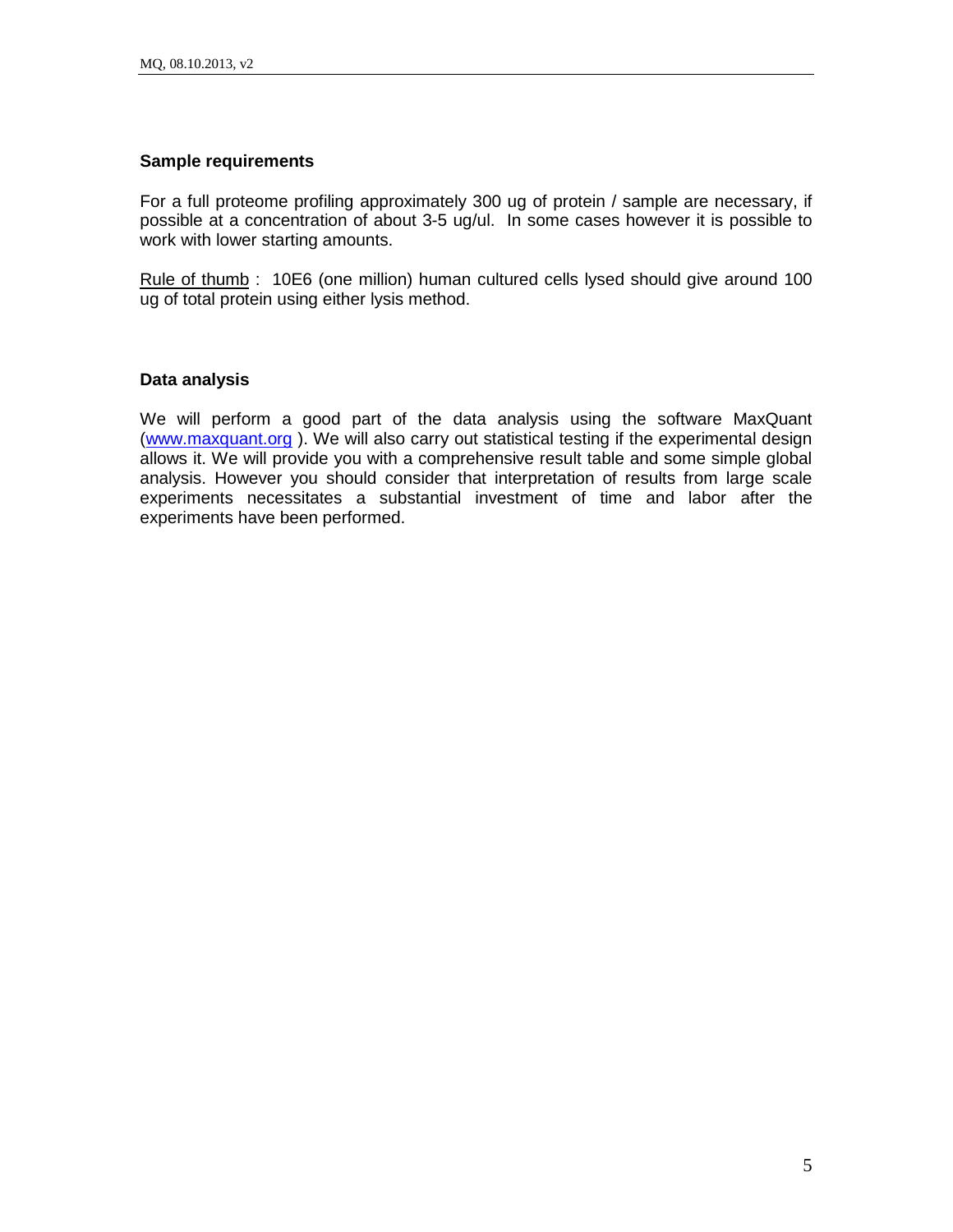### Sample requirements

For a full proteome profiling approximately 300 ug of protein / sample are necessary, if possible at a concentration of about 3-5 ug/ul. In some cases however it is possible to work with lower starting amounts.

Rule of thumb : 10E6 (one million) human cultured cells lysed should give around 100 ug of total protein using either lysis method.

### Data analysis

We will perform a good part of the data analysis using the software MaxQuant ([www.maxquant.org](http://www.maxquant.org) ). We will also carry out statistical testing if the experimental design allows it. We will provide you with a comprehensive result table and some simple global analysis. However you should consider that interpretation of results from large scale experiments necessitates a substantial investment of time and labor after the experiments have been performed.